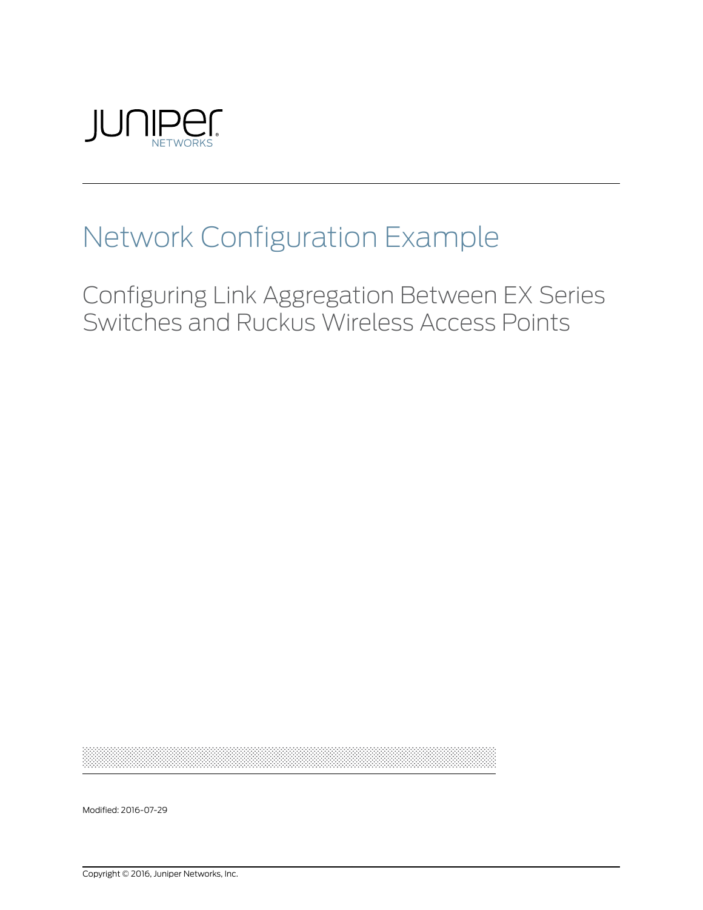Juniper Networks

# Network Configuration Example

## Configuring Link Aggregation Between EX Series Switches and Ruckus Wireless Access Points

Modified: 2016-07-29

Copyright © 2016, Juniper Networks, Inc.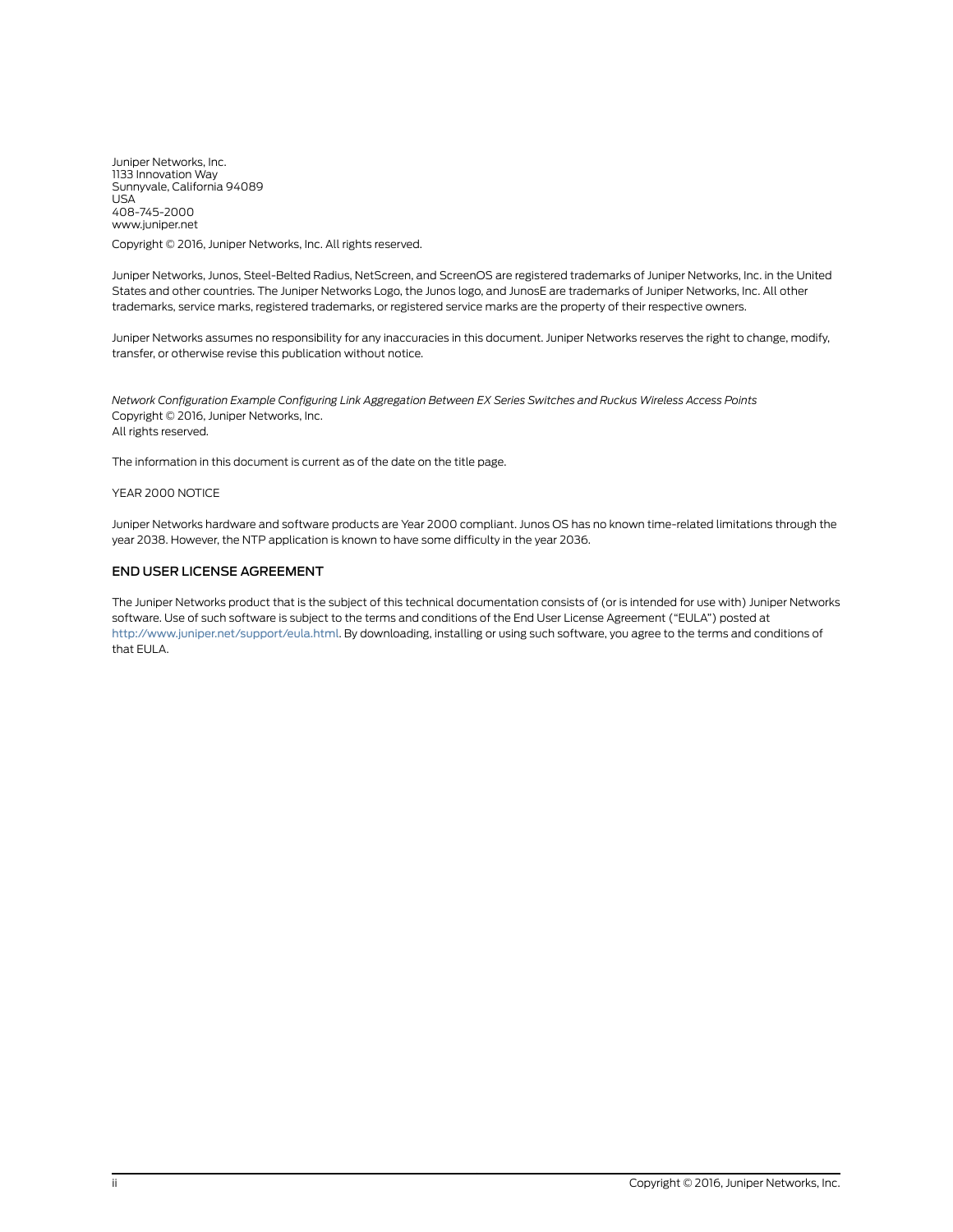Juniper Networks, Inc.
1133 Innovation Way
Sunnyvale, California 94089
USA
408-745-2000
www.juniper.net

Copyright © 2016, Juniper Networks, Inc. All rights reserved.

Juniper Networks, Junos, Steel-Belted Radius, NetScreen, and ScreenOS are registered trademarks of Juniper Networks, Inc. in the United States and other countries. The Juniper Networks Logo, the Junos logo, and JunosE are trademarks of Juniper Networks, Inc. All other trademarks, service marks, registered trademarks, or registered service marks are the property of their respective owners.

Juniper Networks assumes no responsibility for any inaccuracies in this document. Juniper Networks reserves the right to change, modify, transfer, or otherwise revise this publication without notice.

*Network Configuration Example Configuring Link Aggregation Between EX Series Switches and Ruckus Wireless Access Points*
Copyright © 2016, Juniper Networks, Inc.
All rights reserved.

The information in this document is current as of the date on the title page.

YEAR 2000 NOTICE

Juniper Networks hardware and software products are Year 2000 compliant. Junos OS has no known time-related limitations through the year 2038. However, the NTP application is known to have some difficulty in the year 2036.

## END USER LICENSE AGREEMENT

The Juniper Networks product that is the subject of this technical documentation consists of (or is intended for use with) Juniper Networks software. Use of such software is subject to the terms and conditions of the End User License Agreement ("EULA") posted at http://www.juniper.net/support/eula.html. By downloading, installing or using such software, you agree to the terms and conditions of that EULA.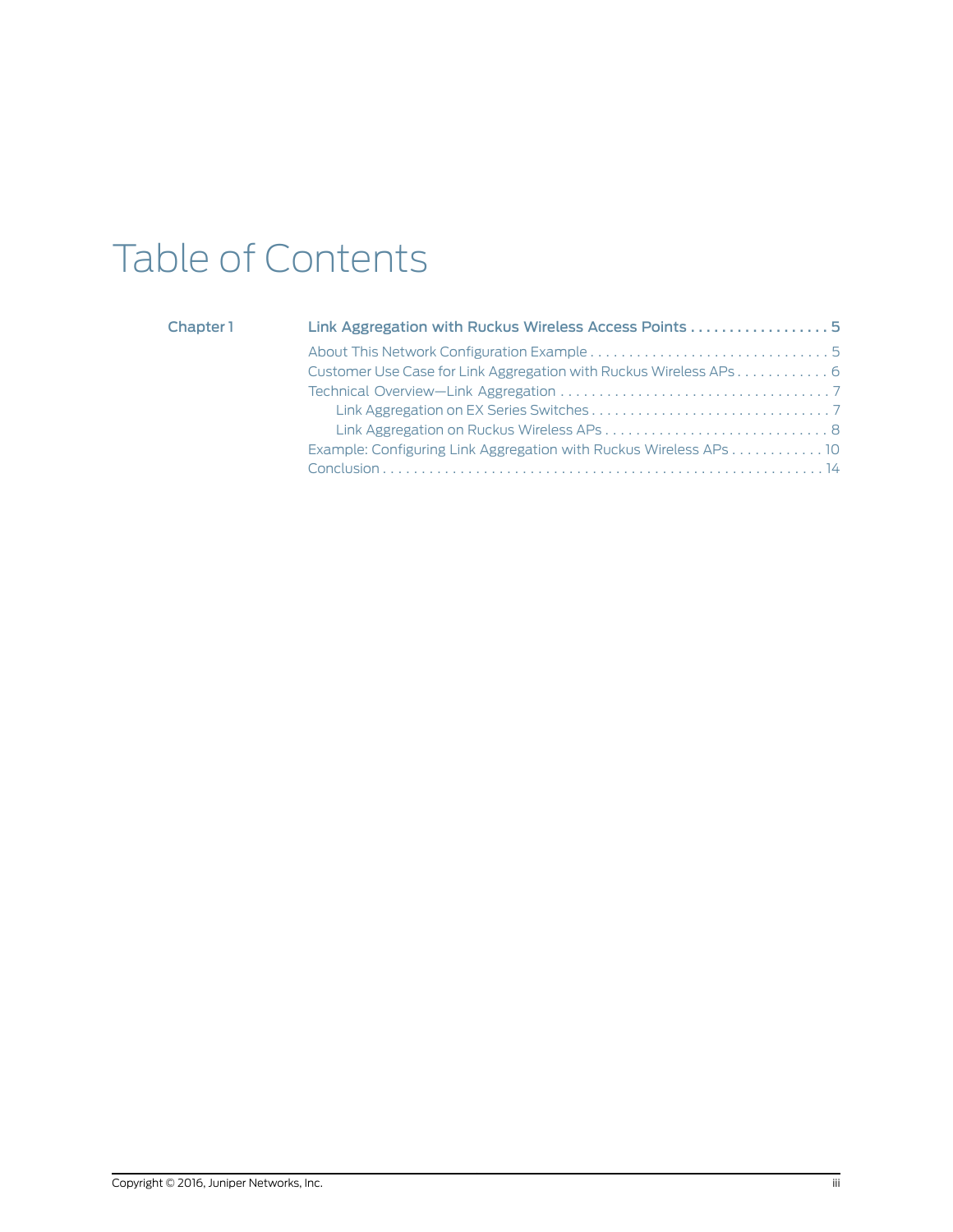# Table of Contents

**Chapter 1 — Link Aggregation with Ruckus Wireless Access Points . . . . . . . . . . . . . . . . . . 5**

- About This Network Configuration Example . . . . . . . . . . . . . . . . . . . . . . . . . . . . . . . 5
- Customer Use Case for Link Aggregation with Ruckus Wireless APs . . . . . . . . . . . . 6
- Technical Overview—Link Aggregation . . . . . . . . . . . . . . . . . . . . . . . . . . . . . . . . . . . 7
  - Link Aggregation on EX Series Switches . . . . . . . . . . . . . . . . . . . . . . . . . . . . . . . 7
  - Link Aggregation on Ruckus Wireless APs . . . . . . . . . . . . . . . . . . . . . . . . . . . . . 8
- Example: Configuring Link Aggregation with Ruckus Wireless APs . . . . . . . . . . . . 10
- Conclusion . . . . . . . . . . . . . . . . . . . . . . . . . . . . . . . . . . . . . . . . . . . . . . . . . . . . . . . . . 14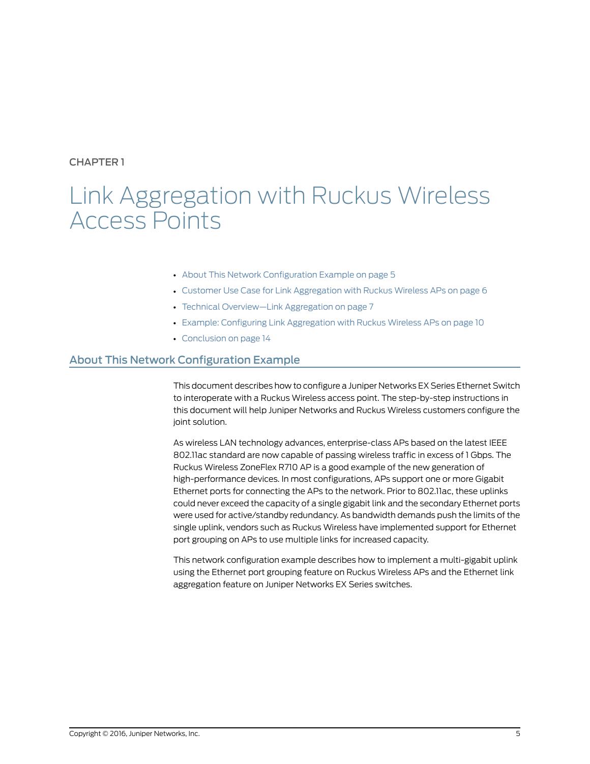CHAPTER 1

# Link Aggregation with Ruckus Wireless Access Points

- About This Network Configuration Example on page 5
- Customer Use Case for Link Aggregation with Ruckus Wireless APs on page 6
- Technical Overview—Link Aggregation on page 7
- Example: Configuring Link Aggregation with Ruckus Wireless APs on page 10
- Conclusion on page 14

## About This Network Configuration Example

This document describes how to configure a Juniper Networks EX Series Ethernet Switch to interoperate with a Ruckus Wireless access point. The step-by-step instructions in this document will help Juniper Networks and Ruckus Wireless customers configure the joint solution.

As wireless LAN technology advances, enterprise-class APs based on the latest IEEE 802.11ac standard are now capable of passing wireless traffic in excess of 1 Gbps. The Ruckus Wireless ZoneFlex R710 AP is a good example of the new generation of high-performance devices. In most configurations, APs support one or more Gigabit Ethernet ports for connecting the APs to the network. Prior to 802.11ac, these uplinks could never exceed the capacity of a single gigabit link and the secondary Ethernet ports were used for active/standby redundancy. As bandwidth demands push the limits of the single uplink, vendors such as Ruckus Wireless have implemented support for Ethernet port grouping on APs to use multiple links for increased capacity.

This network configuration example describes how to implement a multi-gigabit uplink using the Ethernet port grouping feature on Ruckus Wireless APs and the Ethernet link aggregation feature on Juniper Networks EX Series switches.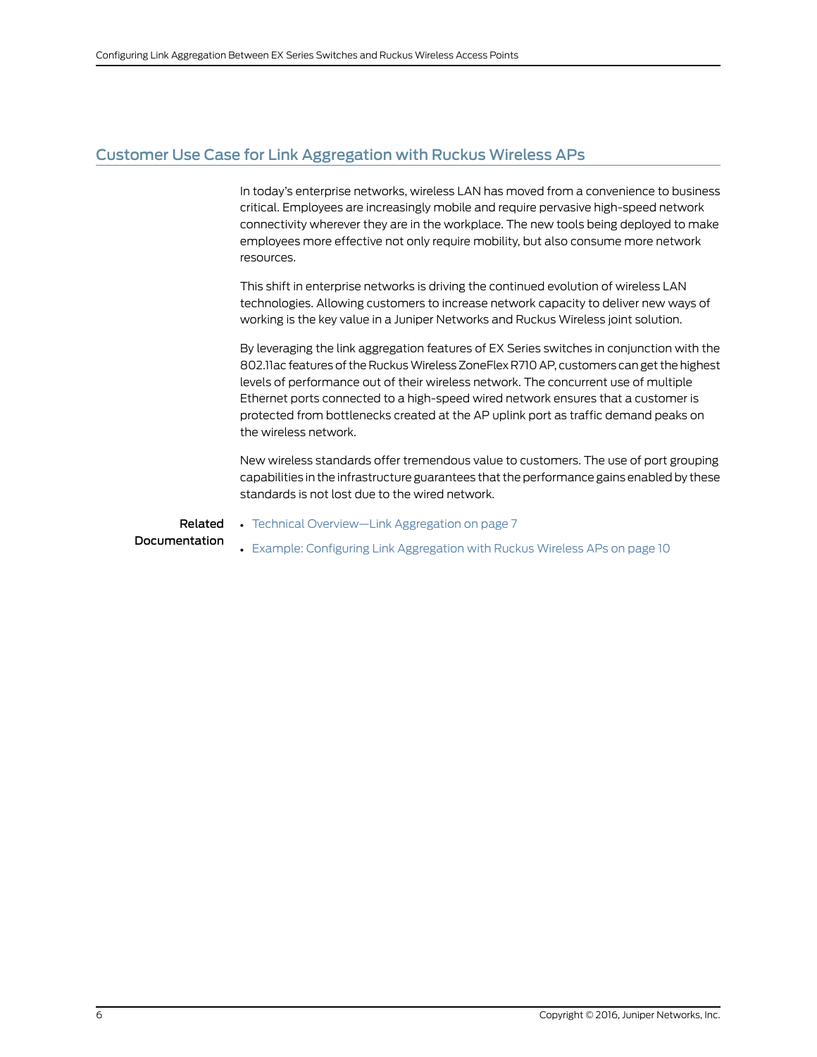## Customer Use Case for Link Aggregation with Ruckus Wireless APs

In today's enterprise networks, wireless LAN has moved from a convenience to business critical. Employees are increasingly mobile and require pervasive high-speed network connectivity wherever they are in the workplace. The new tools being deployed to make employees more effective not only require mobility, but also consume more network resources.

This shift in enterprise networks is driving the continued evolution of wireless LAN technologies. Allowing customers to increase network capacity to deliver new ways of working is the key value in a Juniper Networks and Ruckus Wireless joint solution.

By leveraging the link aggregation features of EX Series switches in conjunction with the 802.11ac features of the Ruckus Wireless ZoneFlex R710 AP, customers can get the highest levels of performance out of their wireless network. The concurrent use of multiple Ethernet ports connected to a high-speed wired network ensures that a customer is protected from bottlenecks created at the AP uplink port as traffic demand peaks on the wireless network.

New wireless standards offer tremendous value to customers. The use of port grouping capabilities in the infrastructure guarantees that the performance gains enabled by these standards is not lost due to the wired network.

**Related Documentation**

- Technical Overview—Link Aggregation on page 7
- Example: Configuring Link Aggregation with Ruckus Wireless APs on page 10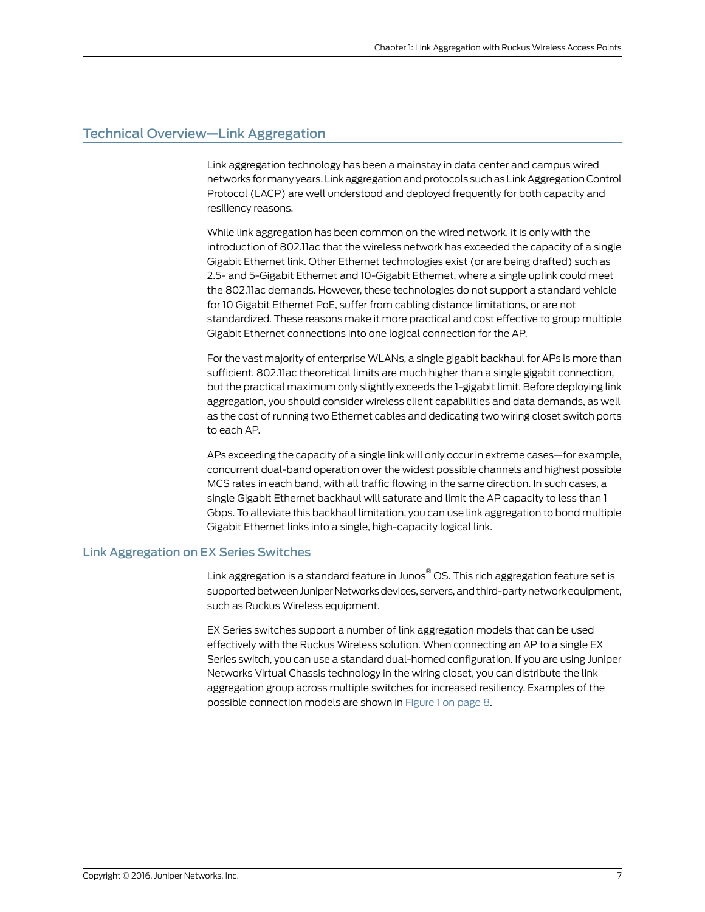## Technical Overview—Link Aggregation

Link aggregation technology has been a mainstay in data center and campus wired networks for many years. Link aggregation and protocols such as Link Aggregation Control Protocol (LACP) are well understood and deployed frequently for both capacity and resiliency reasons.

While link aggregation has been common on the wired network, it is only with the introduction of 802.11ac that the wireless network has exceeded the capacity of a single Gigabit Ethernet link. Other Ethernet technologies exist (or are being drafted) such as 2.5- and 5-Gigabit Ethernet and 10-Gigabit Ethernet, where a single uplink could meet the 802.11ac demands. However, these technologies do not support a standard vehicle for 10 Gigabit Ethernet PoE, suffer from cabling distance limitations, or are not standardized. These reasons make it more practical and cost effective to group multiple Gigabit Ethernet connections into one logical connection for the AP.

For the vast majority of enterprise WLANs, a single gigabit backhaul for APs is more than sufficient. 802.11ac theoretical limits are much higher than a single gigabit connection, but the practical maximum only slightly exceeds the 1-gigabit limit. Before deploying link aggregation, you should consider wireless client capabilities and data demands, as well as the cost of running two Ethernet cables and dedicating two wiring closet switch ports to each AP.

APs exceeding the capacity of a single link will only occur in extreme cases—for example, concurrent dual-band operation over the widest possible channels and highest possible MCS rates in each band, with all traffic flowing in the same direction. In such cases, a single Gigabit Ethernet backhaul will saturate and limit the AP capacity to less than 1 Gbps. To alleviate this backhaul limitation, you can use link aggregation to bond multiple Gigabit Ethernet links into a single, high-capacity logical link.

### Link Aggregation on EX Series Switches

Link aggregation is a standard feature in Junos® OS. This rich aggregation feature set is supported between Juniper Networks devices, servers, and third-party network equipment, such as Ruckus Wireless equipment.

EX Series switches support a number of link aggregation models that can be used effectively with the Ruckus Wireless solution. When connecting an AP to a single EX Series switch, you can use a standard dual-homed configuration. If you are using Juniper Networks Virtual Chassis technology in the wiring closet, you can distribute the link aggregation group across multiple switches for increased resiliency. Examples of the possible connection models are shown in Figure 1 on page 8.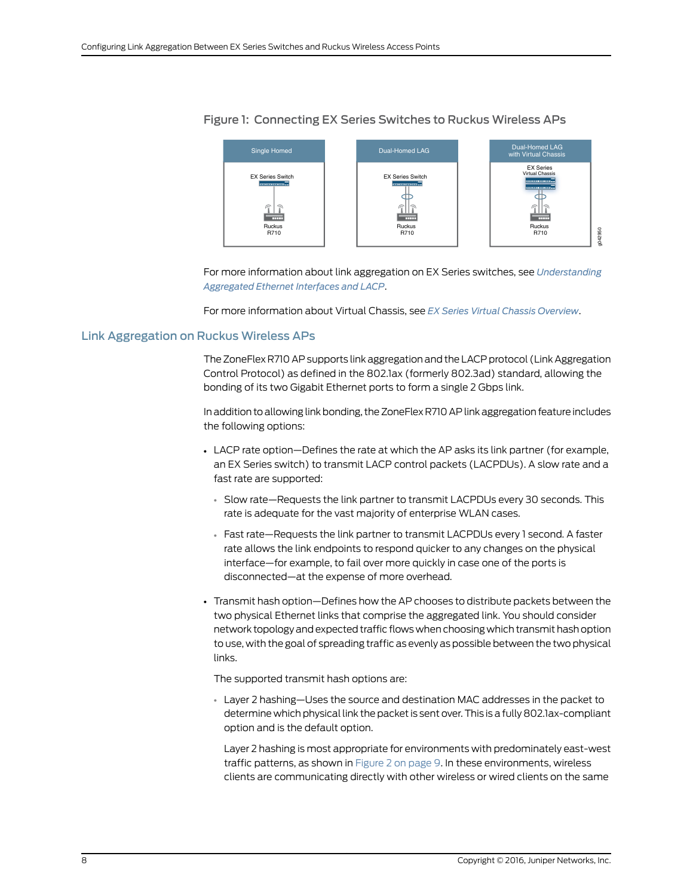Figure 1: Connecting EX Series Switches to Ruckus Wireless APs

For more information about link aggregation on EX Series switches, see *Understanding Aggregated Ethernet Interfaces and LACP*.

For more information about Virtual Chassis, see *EX Series Virtual Chassis Overview*.

## Link Aggregation on Ruckus Wireless APs

The ZoneFlex R710 AP supports link aggregation and the LACP protocol (Link Aggregation Control Protocol) as defined in the 802.1ax (formerly 802.3ad) standard, allowing the bonding of its two Gigabit Ethernet ports to form a single 2 Gbps link.

In addition to allowing link bonding, the ZoneFlex R710 AP link aggregation feature includes the following options:

- LACP rate option—Defines the rate at which the AP asks its link partner (for example, an EX Series switch) to transmit LACP control packets (LACPDUs). A slow rate and a fast rate are supported:
  - Slow rate—Requests the link partner to transmit LACPDUs every 30 seconds. This rate is adequate for the vast majority of enterprise WLAN cases.
  - Fast rate—Requests the link partner to transmit LACPDUs every 1 second. A faster rate allows the link endpoints to respond quicker to any changes on the physical interface—for example, to fail over more quickly in case one of the ports is disconnected—at the expense of more overhead.
- Transmit hash option—Defines how the AP chooses to distribute packets between the two physical Ethernet links that comprise the aggregated link. You should consider network topology and expected traffic flows when choosing which transmit hash option to use, with the goal of spreading traffic as evenly as possible between the two physical links.

  The supported transmit hash options are:

  - Layer 2 hashing—Uses the source and destination MAC addresses in the packet to determine which physical link the packet is sent over. This is a fully 802.1ax-compliant option and is the default option.

    Layer 2 hashing is most appropriate for environments with predominately east-west traffic patterns, as shown in Figure 2 on page 9. In these environments, wireless clients are communicating directly with other wireless or wired clients on the same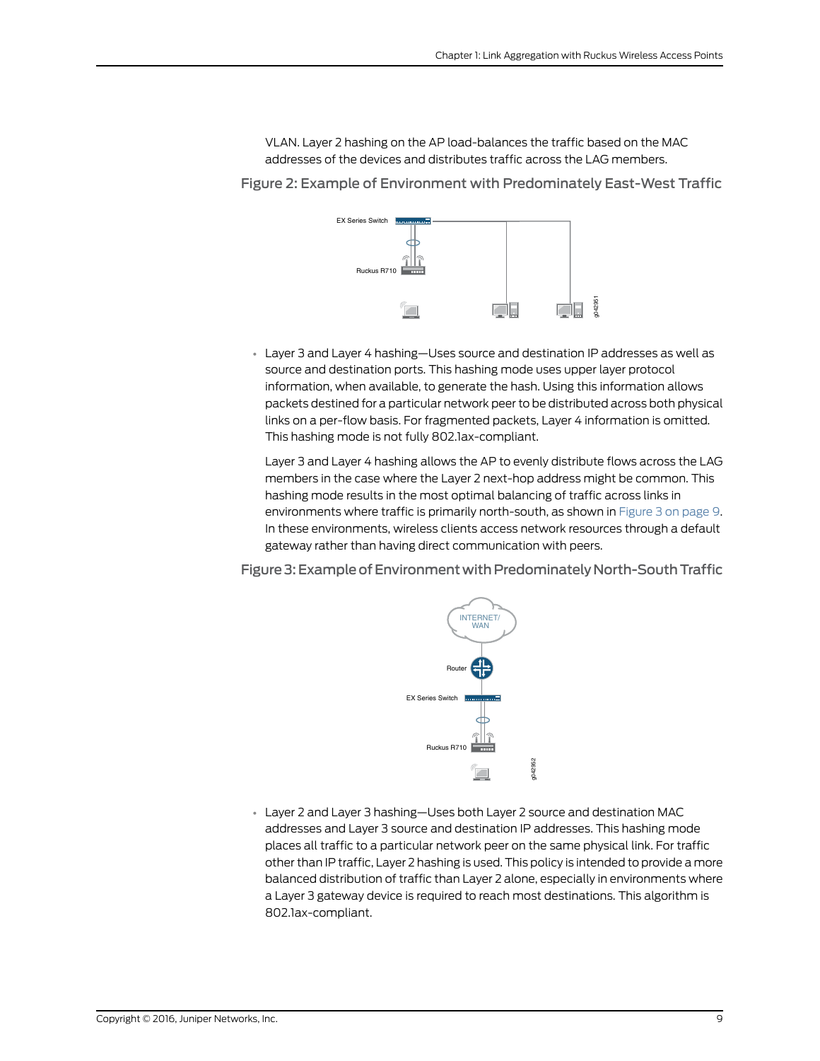VLAN. Layer 2 hashing on the AP load-balances the traffic based on the MAC addresses of the devices and distributes traffic across the LAG members.

Figure 2: Example of Environment with Predominately East-West Traffic

- Layer 3 and Layer 4 hashing—Uses source and destination IP addresses as well as source and destination ports. This hashing mode uses upper layer protocol information, when available, to generate the hash. Using this information allows packets destined for a particular network peer to be distributed across both physical links on a per-flow basis. For fragmented packets, Layer 4 information is omitted. This hashing mode is not fully 802.1ax-compliant.

  Layer 3 and Layer 4 hashing allows the AP to evenly distribute flows across the LAG members in the case where the Layer 2 next-hop address might be common. This hashing mode results in the most optimal balancing of traffic across links in environments where traffic is primarily north-south, as shown in Figure 3 on page 9. In these environments, wireless clients access network resources through a default gateway rather than having direct communication with peers.

Figure 3: Example of Environment with Predominately North-South Traffic

- Layer 2 and Layer 3 hashing—Uses both Layer 2 source and destination MAC addresses and Layer 3 source and destination IP addresses. This hashing mode places all traffic to a particular network peer on the same physical link. For traffic other than IP traffic, Layer 2 hashing is used. This policy is intended to provide a more balanced distribution of traffic than Layer 2 alone, especially in environments where a Layer 3 gateway device is required to reach most destinations. This algorithm is 802.1ax-compliant.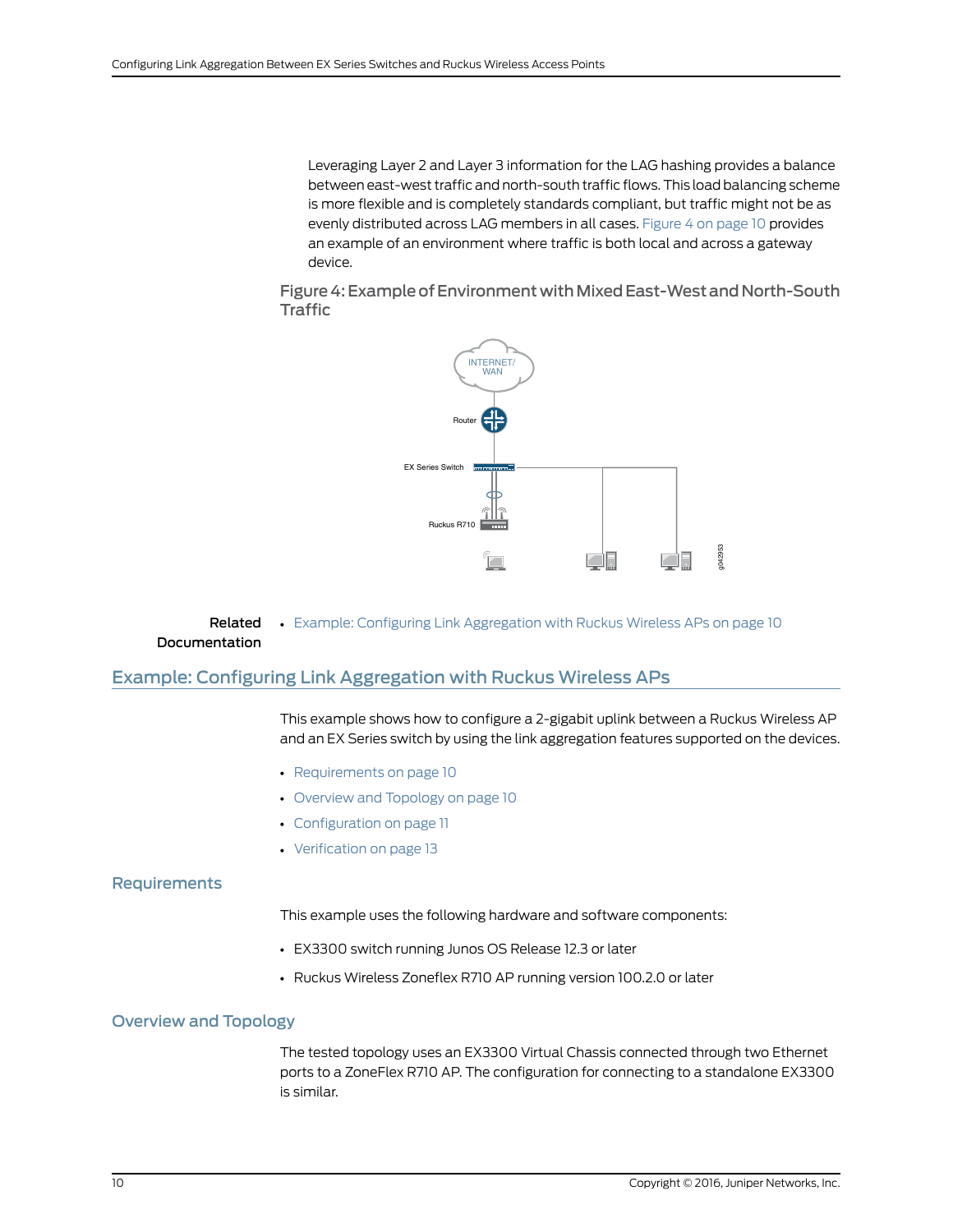Leveraging Layer 2 and Layer 3 information for the LAG hashing provides a balance between east-west traffic and north-south traffic flows. This load balancing scheme is more flexible and is completely standards compliant, but traffic might not be as evenly distributed across LAG members in all cases. Figure 4 on page 10 provides an example of an environment where traffic is both local and across a gateway device.

Figure 4: Example of Environment with Mixed East-West and North-South Traffic

**Related Documentation**

- Example: Configuring Link Aggregation with Ruckus Wireless APs on page 10

## Example: Configuring Link Aggregation with Ruckus Wireless APs

This example shows how to configure a 2-gigabit uplink between a Ruckus Wireless AP and an EX Series switch by using the link aggregation features supported on the devices.

- Requirements on page 10
- Overview and Topology on page 10
- Configuration on page 11
- Verification on page 13

### Requirements

This example uses the following hardware and software components:

- EX3300 switch running Junos OS Release 12.3 or later
- Ruckus Wireless Zoneflex R710 AP running version 100.2.0 or later

### Overview and Topology

The tested topology uses an EX3300 Virtual Chassis connected through two Ethernet ports to a ZoneFlex R710 AP. The configuration for connecting to a standalone EX3300 is similar.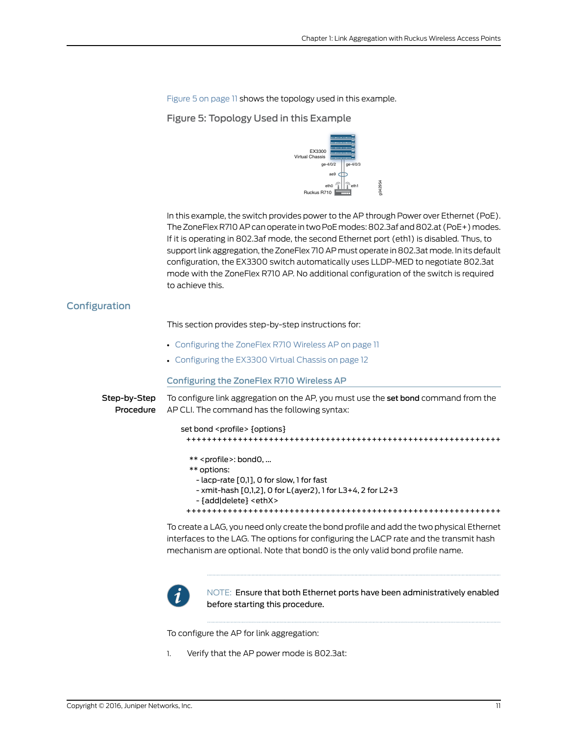Figure 5 on page 11 shows the topology used in this example.

Figure 5: Topology Used in this Example

In this example, the switch provides power to the AP through Power over Ethernet (PoE). The ZoneFlex R710 AP can operate in two PoE modes: 802.3af and 802.at (PoE+) modes. If it is operating in 802.3af mode, the second Ethernet port (eth1) is disabled. Thus, to support link aggregation, the ZoneFlex 710 AP must operate in 802.3at mode. In its default configuration, the EX3300 switch automatically uses LLDP-MED to negotiate 802.3at mode with the ZoneFlex R710 AP. No additional configuration of the switch is required to achieve this.

## Configuration

This section provides step-by-step instructions for:

- Configuring the ZoneFlex R710 Wireless AP on page 11
- Configuring the EX3300 Virtual Chassis on page 12

### Configuring the ZoneFlex R710 Wireless AP

**Step-by-Step Procedure**

To configure link aggregation on the AP, you must use the **set bond** command from the AP CLI. The command has the following syntax:

```
set bond <profile> {options}
 +++++++++++++++++++++++++++++++++++++++++++++++++++++++++++++++

   ** <profile>: bond0, ...
   ** options:
      - lacp-rate [0,1], 0 for slow, 1 for fast
      - xmit-hash [0,1,2], 0 for L(ayer2), 1 for L3+4, 2 for L2+3
      - {add|delete} <ethX>
 +++++++++++++++++++++++++++++++++++++++++++++++++++++++++++++++
```

To create a LAG, you need only create the bond profile and add the two physical Ethernet interfaces to the LAG. The options for configuring the LACP rate and the transmit hash mechanism are optional. Note that bond0 is the only valid bond profile name.

NOTE: Ensure that both Ethernet ports have been administratively enabled before starting this procedure.

To configure the AP for link aggregation:

1. Verify that the AP power mode is 802.3at: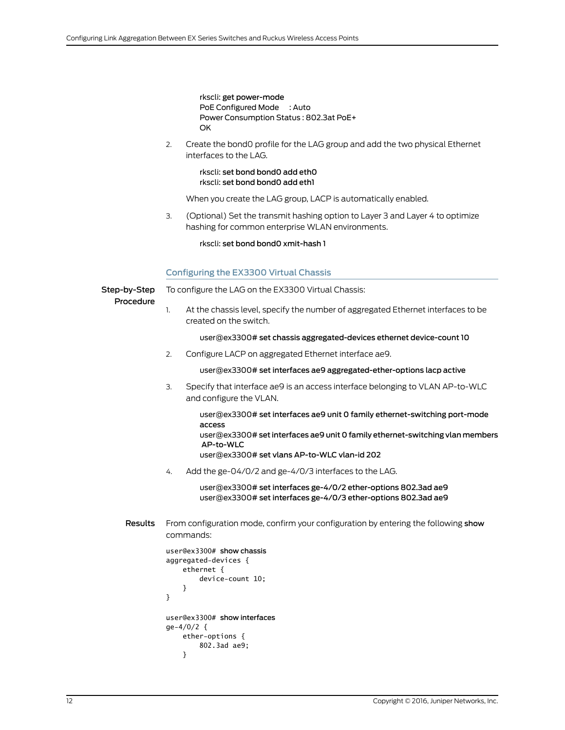```
rkscli: get power-mode
PoE Configured Mode     : Auto
Power Consumption Status : 802.3at PoE+
OK
```

2. Create the bond0 profile for the LAG group and add the two physical Ethernet interfaces to the LAG.

   ```
   rkscli: set bond bond0 add eth0
   rkscli: set bond bond0 add eth1
   ```

   When you create the LAG group, LACP is automatically enabled.

3. (Optional) Set the transmit hashing option to Layer 3 and Layer 4 to optimize hashing for common enterprise WLAN environments.

   ```
   rkscli: set bond bond0 xmit-hash 1
   ```

### Configuring the EX3300 Virtual Chassis

**Step-by-Step Procedure**

To configure the LAG on the EX3300 Virtual Chassis:

1. At the chassis level, specify the number of aggregated Ethernet interfaces to be created on the switch.

   ```
   user@ex3300# set chassis aggregated-devices ethernet device-count 10
   ```

2. Configure LACP on aggregated Ethernet interface ae9.

   ```
   user@ex3300# set interfaces ae9 aggregated-ether-options lacp active
   ```

3. Specify that interface ae9 is an access interface belonging to VLAN AP-to-WLC and configure the VLAN.

   ```
   user@ex3300# set interfaces ae9 unit 0 family ethernet-switching port-mode access
   user@ex3300# set interfaces ae9 unit 0 family ethernet-switching vlan members AP-to-WLC
   user@ex3300# set vlans AP-to-WLC vlan-id 202
   ```

4. Add the ge-04/0/2 and ge-4/0/3 interfaces to the LAG.

   ```
   user@ex3300# set interfaces ge-4/0/2 ether-options 802.3ad ae9
   user@ex3300# set interfaces ge-4/0/3 ether-options 802.3ad ae9
   ```

**Results**

From configuration mode, confirm your configuration by entering the following **show** commands:

```
user@ex3300# show chassis
aggregated-devices {
    ethernet {
        device-count 10;
    }
}

user@ex3300# show interfaces
ge-4/0/2 {
    ether-options {
        802.3ad ae9;
    }
```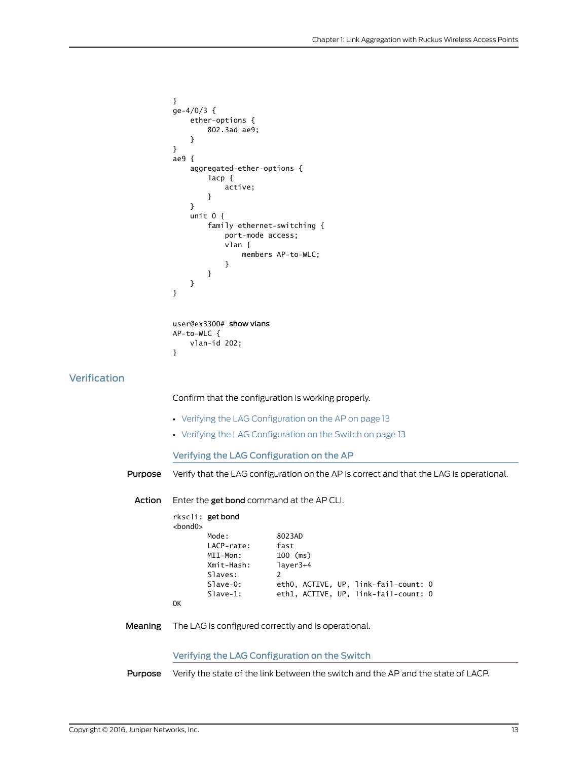```
}
ge-4/0/3 {
    ether-options {
        802.3ad ae9;
    }
}
ae9 {
    aggregated-ether-options {
        lacp {
            active;
        }
    }
    unit 0 {
        family ethernet-switching {
            port-mode access;
            vlan {
                members AP-to-WLC;
            }
        }
    }
}
```

```
user@ex3300# show vlans
AP-to-WLC {
    vlan-id 202;
}
```

## Verification

Confirm that the configuration is working properly.

- Verifying the LAG Configuration on the AP on page 13
- Verifying the LAG Configuration on the Switch on page 13

### Verifying the LAG Configuration on the AP

**Purpose** Verify that the LAG configuration on the AP is correct and that the LAG is operational.

**Action** Enter the **get bond** command at the AP CLI.

```
rkscli: get bond
<bond0>
        Mode:           8023AD
        LACP-rate:      fast
        MII-Mon:        100 (ms)
        Xmit-Hash:      layer3+4
        Slaves:         2
        Slave-0:        eth0, ACTIVE, UP, link-fail-count: 0
        Slave-1:        eth1, ACTIVE, UP, link-fail-count: 0
OK
```

**Meaning** The LAG is configured correctly and is operational.

### Verifying the LAG Configuration on the Switch

**Purpose** Verify the state of the link between the switch and the AP and the state of LACP.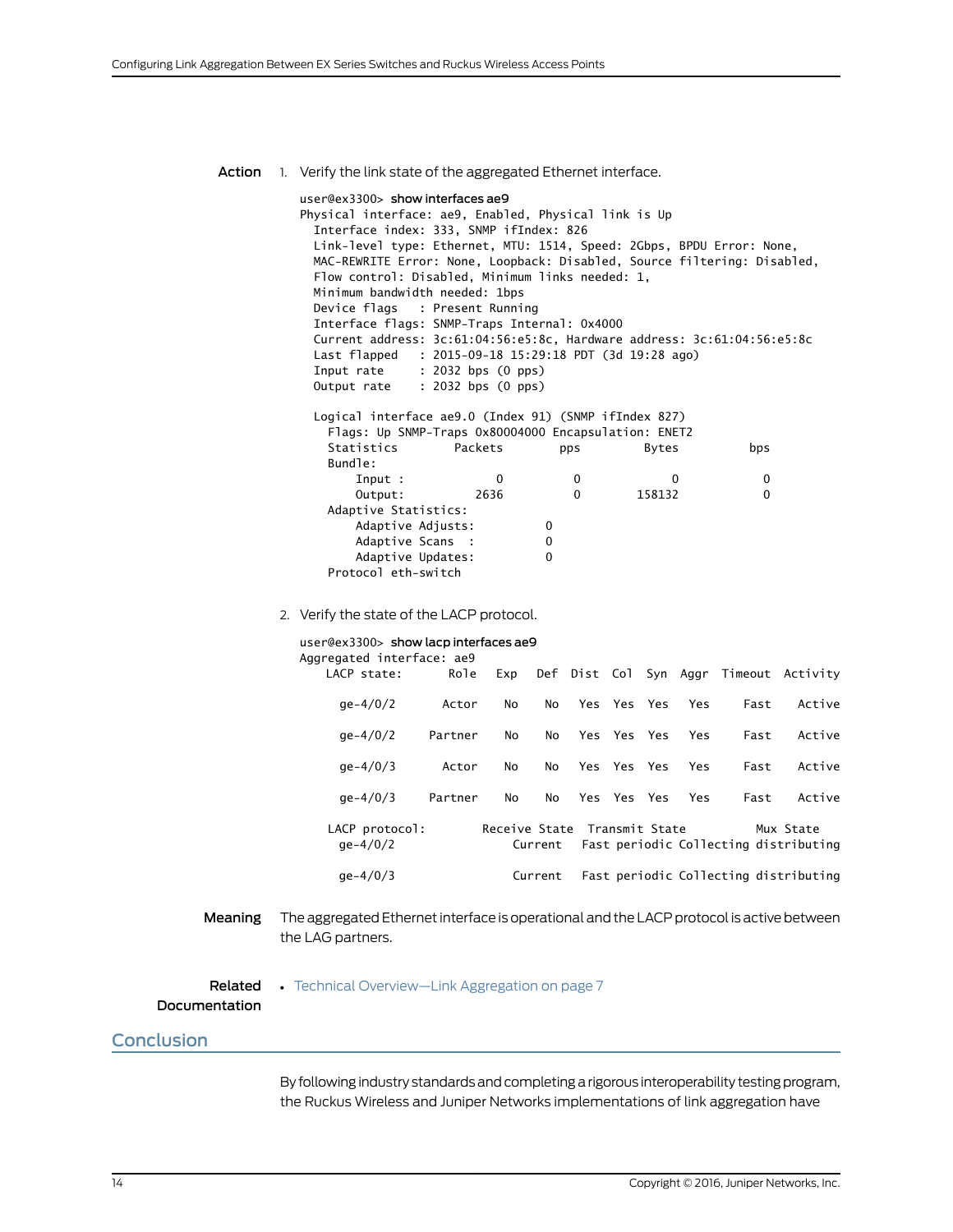**Action**

1. Verify the link state of the aggregated Ethernet interface.

```
user@ex3300> show interfaces ae9
Physical interface: ae9, Enabled, Physical link is Up
  Interface index: 333, SNMP ifIndex: 826
  Link-level type: Ethernet, MTU: 1514, Speed: 2Gbps, BPDU Error: None,
  MAC-REWRITE Error: None, Loopback: Disabled, Source filtering: Disabled,
  Flow control: Disabled, Minimum links needed: 1,
  Minimum bandwidth needed: 1bps
  Device flags   : Present Running
  Interface flags: SNMP-Traps Internal: 0x4000
  Current address: 3c:61:04:56:e5:8c, Hardware address: 3c:61:04:56:e5:8c
  Last flapped   : 2015-09-18 15:29:18 PDT (3d 19:28 ago)
  Input rate     : 2032 bps (0 pps)
  Output rate    : 2032 bps (0 pps)

  Logical interface ae9.0 (Index 91) (SNMP ifIndex 827)
    Flags: Up SNMP-Traps 0x80004000 Encapsulation: ENET2
    Statistics        Packets        pps         Bytes          bps
    Bundle:
        Input :             0          0             0            0
        Output:          2636          0        158132            0
    Adaptive Statistics:
        Adaptive Adjusts:          0
        Adaptive Scans  :          0
        Adaptive Updates:          0
    Protocol eth-switch
```

2. Verify the state of the LACP protocol.

```
user@ex3300> show lacp interfaces ae9
Aggregated interface: ae9
    LACP state:       Role   Exp   Def  Dist  Col  Syn  Aggr  Timeout  Activity

      ge-4/0/2       Actor    No    No   Yes  Yes  Yes   Yes     Fast    Active

      ge-4/0/2     Partner    No    No   Yes  Yes  Yes   Yes     Fast    Active

      ge-4/0/3       Actor    No    No   Yes  Yes  Yes   Yes     Fast    Active

      ge-4/0/3     Partner    No    No   Yes  Yes  Yes   Yes     Fast    Active

    LACP protocol:        Receive State  Transmit State          Mux State
      ge-4/0/2                 Current   Fast periodic Collecting distributing

      ge-4/0/3                 Current   Fast periodic Collecting distributing
```

**Meaning** The aggregated Ethernet interface is operational and the LACP protocol is active between the LAG partners.

**Related Documentation**

- Technical Overview—Link Aggregation on page 7

## Conclusion

By following industry standards and completing a rigorous interoperability testing program, the Ruckus Wireless and Juniper Networks implementations of link aggregation have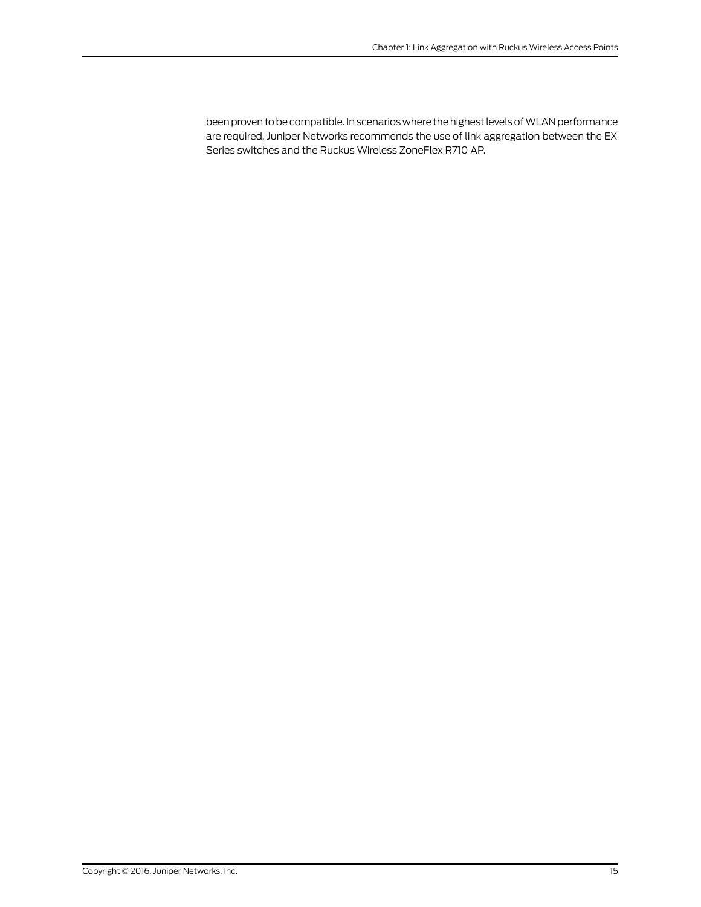been proven to be compatible. In scenarios where the highest levels of WLAN performance are required, Juniper Networks recommends the use of link aggregation between the EX Series switches and the Ruckus Wireless ZoneFlex R710 AP.